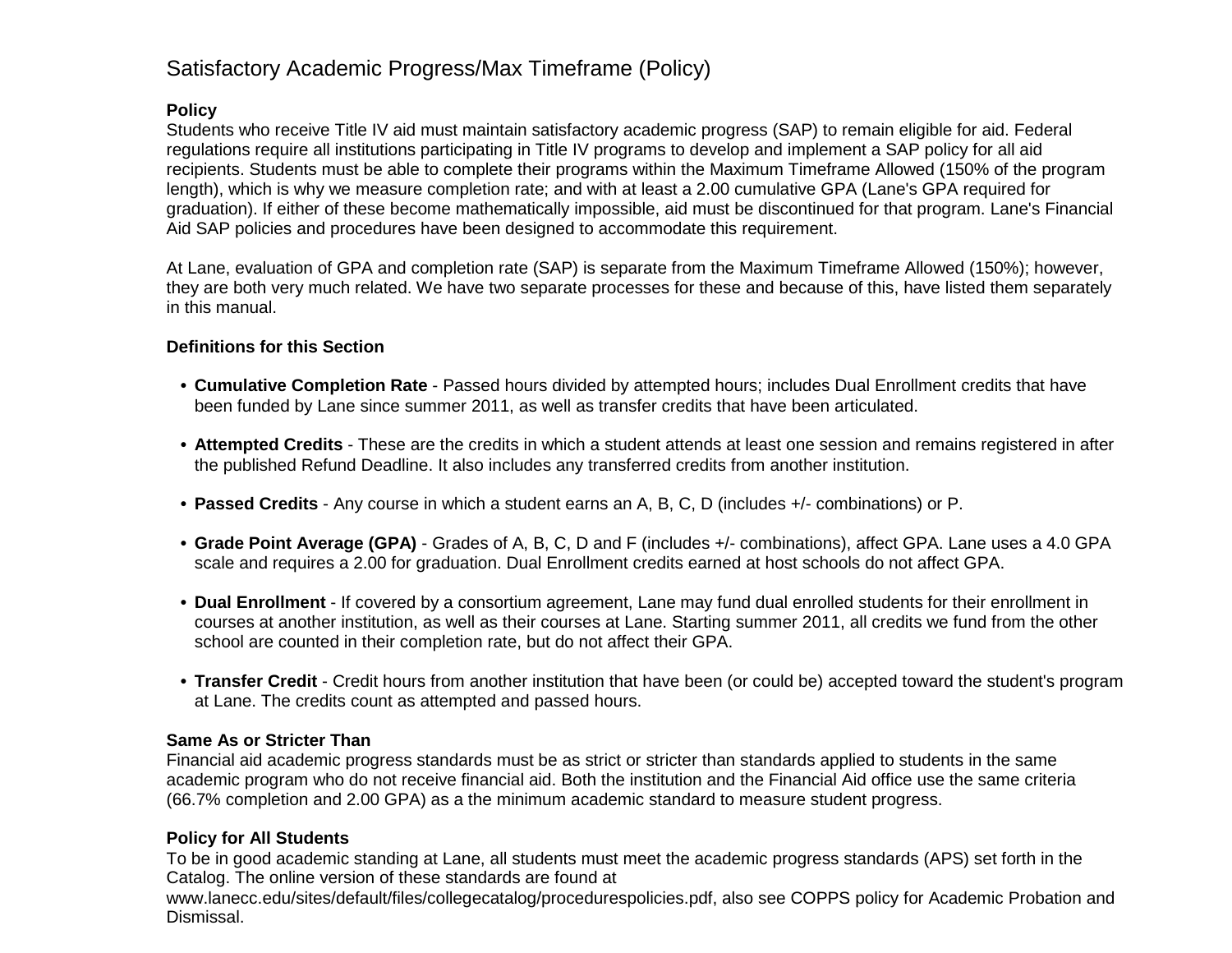# Satisfactory Academic Progress/Max Timeframe (Policy)

**Policy**

Students who receive Title IV aid must maintain satisfactory academic progress (SAP) to remain eligible for aid. Federal regulations require all institutions participating in Title IV programs to develop and implement a SAP policy for all aid recipients. Students must be able to complete their programs within the Maximum Timeframe Allowed (150% of the program length), which is why we measure completion rate; and with at least a 2.00 cumulative GPA (Lane's GPA required for graduation). If either of these become mathematically impossible, aid must be discontinued for that program. Lane's Financial Aid SAP policies and procedures have been designed to accommodate this requirement.

At Lane, evaluation of GPA and completion rate (SAP) is separate from the Maximum Timeframe Allowed (150%); however, they are both very much related. We have two separate processes for these and because of this, have listed them separately in this manual.

**Definitions for this Section**

- **Cumulative Completion Rate** - Passed hours divided by attempted hours; includes Dual Enrollment credits that have been funded by Lane since summer 2011, as well as transfer credits that have been articulated.
- **Attempted Credits** - These are the credits in which a student attends at least one session and remains registered in after the published Refund Deadline. It also includes any transferred credits from another institution.
- **Passed Credits** - Any course in which a student earns an A, B, C, D (includes +/- combinations) or P.
- **Grade Point Average (GPA)** - Grades of A, B, C, D and F (includes +/- combinations), affect GPA. Lane uses a 4.0 GPA scale and requires a 2.00 for graduation. Dual Enrollment credits earned at host schools do not affect GPA.
- **Dual Enrollment** - If covered by a consortium agreement, Lane may fund dual enrolled students for their enrollment in courses at another institution, as well as their courses at Lane. Starting summer 2011, all credits we fund from the other school are counted in their completion rate, but do not affect their GPA.
- **Transfer Credit** - Credit hours from another institution that have been (or could be) accepted toward the student's program at Lane. The credits count as attempted and passed hours.

**Same As or Stricter Than**

Financial aid academic progress standards must be as strict or stricter than standards applied to students in the same academic program who do not receive financial aid. Both the institution and the Financial Aid office use the same criteria (66.7% completion and 2.00 GPA) as a the minimum academic standard to measure student progress.

**Policy for All Students**

To be in good academic standing at Lane, all students must meet the academic progress standards (APS) set forth in the Catalog. The online version of these standards are found at www.lanecc.edu/sites/default/files/collegecatalog/procedurespolicies.pdf, also see COPPS policy for Academic Probation and Dismissal.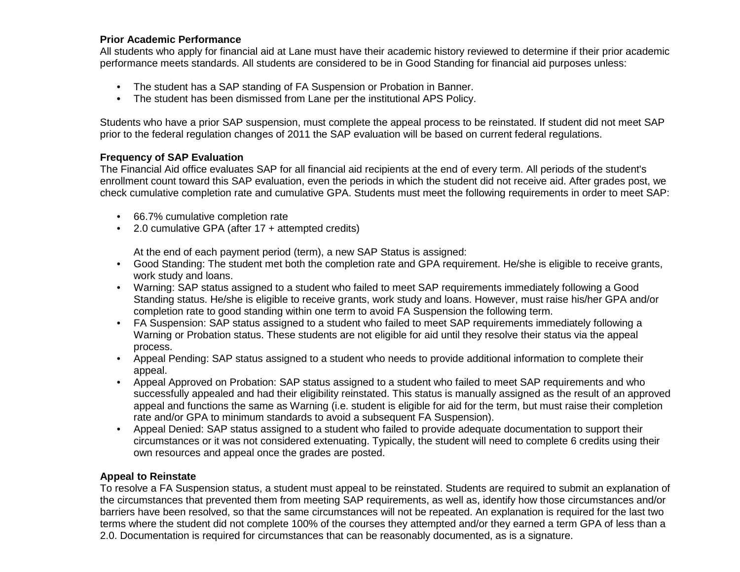**Prior Academic Performance**
All students who apply for financial aid at Lane must have their academic history reviewed to determine if their prior academic performance meets standards. All students are considered to be in Good Standing for financial aid purposes unless:

- The student has a SAP standing of FA Suspension or Probation in Banner.
- The student has been dismissed from Lane per the institutional APS Policy.

Students who have a prior SAP suspension, must complete the appeal process to be reinstated. If student did not meet SAP prior to the federal regulation changes of 2011 the SAP evaluation will be based on current federal regulations.

**Frequency of SAP Evaluation**
The Financial Aid office evaluates SAP for all financial aid recipients at the end of every term. All periods of the student's enrollment count toward this SAP evaluation, even the periods in which the student did not receive aid. After grades post, we check cumulative completion rate and cumulative GPA. Students must meet the following requirements in order to meet SAP:

- 66.7% cumulative completion rate
- 2.0 cumulative GPA (after 17 + attempted credits)

  At the end of each payment period (term), a new SAP Status is assigned:
- Good Standing: The student met both the completion rate and GPA requirement. He/she is eligible to receive grants, work study and loans.
- Warning: SAP status assigned to a student who failed to meet SAP requirements immediately following a Good Standing status. He/she is eligible to receive grants, work study and loans. However, must raise his/her GPA and/or completion rate to good standing within one term to avoid FA Suspension the following term.
- FA Suspension: SAP status assigned to a student who failed to meet SAP requirements immediately following a Warning or Probation status. These students are not eligible for aid until they resolve their status via the appeal process.
- Appeal Pending: SAP status assigned to a student who needs to provide additional information to complete their appeal.
- Appeal Approved on Probation: SAP status assigned to a student who failed to meet SAP requirements and who successfully appealed and had their eligibility reinstated. This status is manually assigned as the result of an approved appeal and functions the same as Warning (i.e. student is eligible for aid for the term, but must raise their completion rate and/or GPA to minimum standards to avoid a subsequent FA Suspension).
- Appeal Denied: SAP status assigned to a student who failed to provide adequate documentation to support their circumstances or it was not considered extenuating. Typically, the student will need to complete 6 credits using their own resources and appeal once the grades are posted.

**Appeal to Reinstate**
To resolve a FA Suspension status, a student must appeal to be reinstated. Students are required to submit an explanation of the circumstances that prevented them from meeting SAP requirements, as well as, identify how those circumstances and/or barriers have been resolved, so that the same circumstances will not be repeated. An explanation is required for the last two terms where the student did not complete 100% of the courses they attempted and/or they earned a term GPA of less than a 2.0. Documentation is required for circumstances that can be reasonably documented, as is a signature.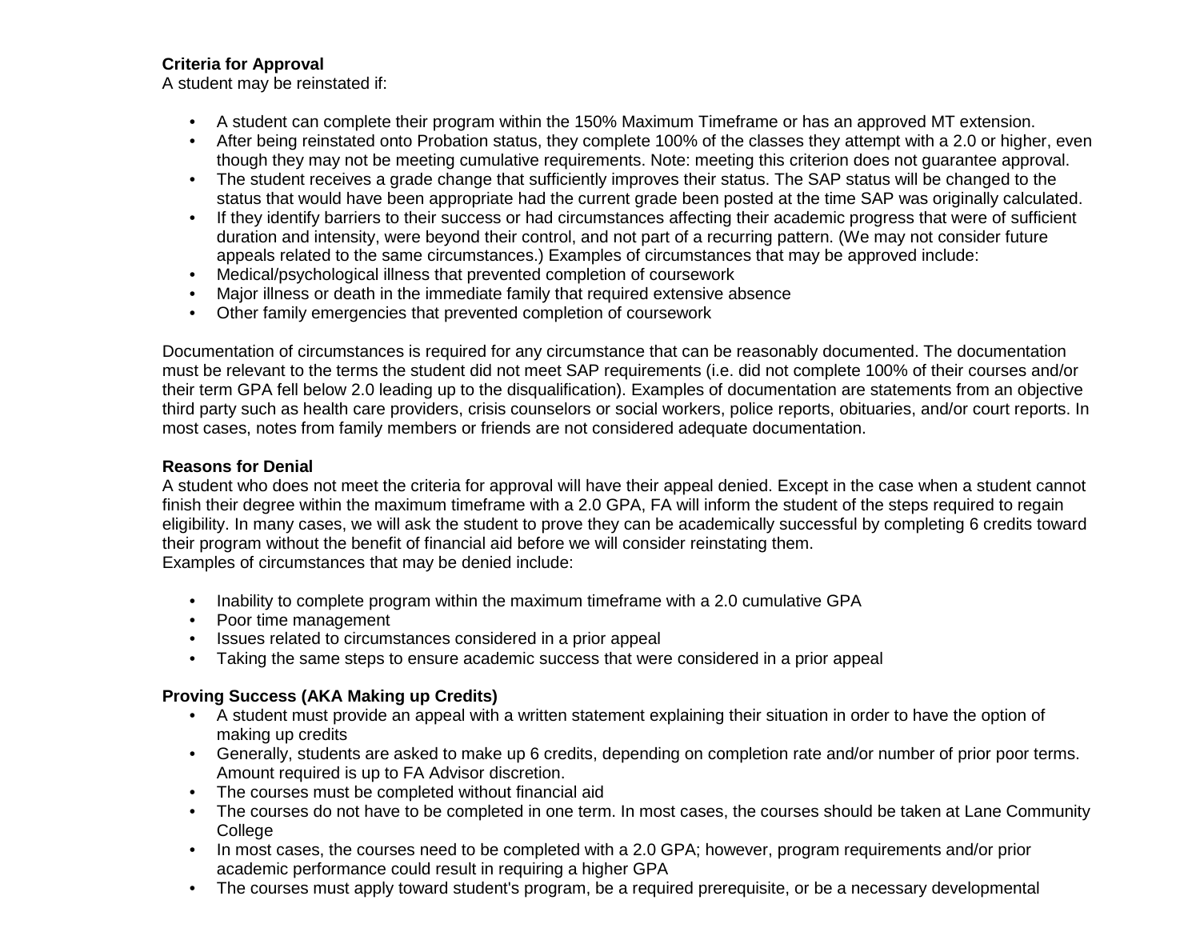**Criteria for Approval**

A student may be reinstated if:

- A student can complete their program within the 150% Maximum Timeframe or has an approved MT extension.
- After being reinstated onto Probation status, they complete 100% of the classes they attempt with a 2.0 or higher, even though they may not be meeting cumulative requirements. Note: meeting this criterion does not guarantee approval.
- The student receives a grade change that sufficiently improves their status. The SAP status will be changed to the status that would have been appropriate had the current grade been posted at the time SAP was originally calculated.
- If they identify barriers to their success or had circumstances affecting their academic progress that were of sufficient duration and intensity, were beyond their control, and not part of a recurring pattern. (We may not consider future appeals related to the same circumstances.) Examples of circumstances that may be approved include:
- Medical/psychological illness that prevented completion of coursework
- Major illness or death in the immediate family that required extensive absence
- Other family emergencies that prevented completion of coursework

Documentation of circumstances is required for any circumstance that can be reasonably documented. The documentation must be relevant to the terms the student did not meet SAP requirements (i.e. did not complete 100% of their courses and/or their term GPA fell below 2.0 leading up to the disqualification). Examples of documentation are statements from an objective third party such as health care providers, crisis counselors or social workers, police reports, obituaries, and/or court reports. In most cases, notes from family members or friends are not considered adequate documentation.

**Reasons for Denial**

A student who does not meet the criteria for approval will have their appeal denied. Except in the case when a student cannot finish their degree within the maximum timeframe with a 2.0 GPA, FA will inform the student of the steps required to regain eligibility. In many cases, we will ask the student to prove they can be academically successful by completing 6 credits toward their program without the benefit of financial aid before we will consider reinstating them.
Examples of circumstances that may be denied include:

- Inability to complete program within the maximum timeframe with a 2.0 cumulative GPA
- Poor time management
- Issues related to circumstances considered in a prior appeal
- Taking the same steps to ensure academic success that were considered in a prior appeal

**Proving Success (AKA Making up Credits)**

- A student must provide an appeal with a written statement explaining their situation in order to have the option of making up credits
- Generally, students are asked to make up 6 credits, depending on completion rate and/or number of prior poor terms. Amount required is up to FA Advisor discretion.
- The courses must be completed without financial aid
- The courses do not have to be completed in one term. In most cases, the courses should be taken at Lane Community College
- In most cases, the courses need to be completed with a 2.0 GPA; however, program requirements and/or prior academic performance could result in requiring a higher GPA
- The courses must apply toward student's program, be a required prerequisite, or be a necessary developmental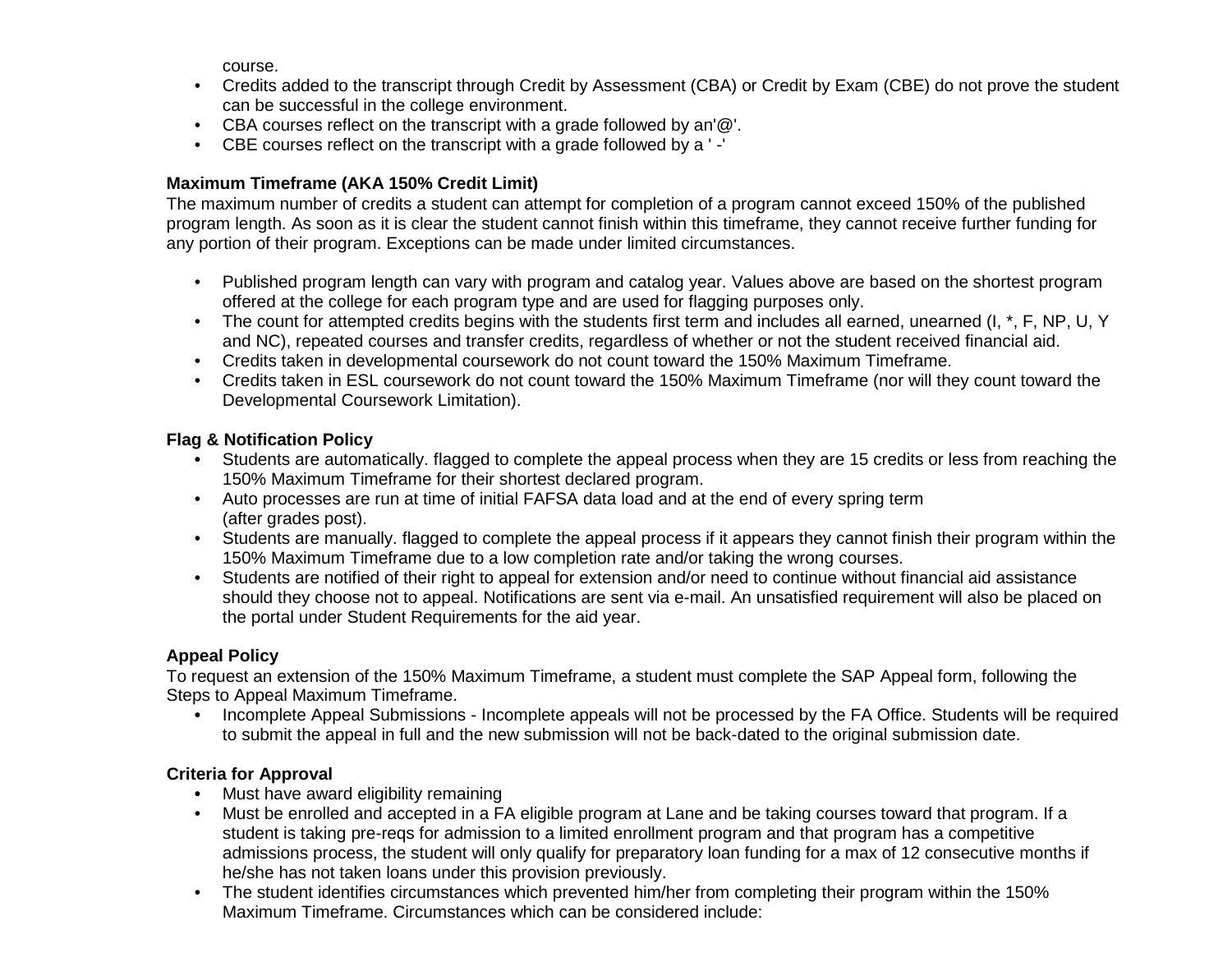course.

- Credits added to the transcript through Credit by Assessment (CBA) or Credit by Exam (CBE) do not prove the student can be successful in the college environment.
- CBA courses reflect on the transcript with a grade followed by an'@'.
- CBE courses reflect on the transcript with a grade followed by a ' -'

**Maximum Timeframe (AKA 150% Credit Limit)**

The maximum number of credits a student can attempt for completion of a program cannot exceed 150% of the published program length. As soon as it is clear the student cannot finish within this timeframe, they cannot receive further funding for any portion of their program. Exceptions can be made under limited circumstances.

- Published program length can vary with program and catalog year. Values above are based on the shortest program offered at the college for each program type and are used for flagging purposes only.
- The count for attempted credits begins with the students first term and includes all earned, unearned (I, *, F, NP, U, Y and NC), repeated courses and transfer credits, regardless of whether or not the student received financial aid.
- Credits taken in developmental coursework do not count toward the 150% Maximum Timeframe.
- Credits taken in ESL coursework do not count toward the 150% Maximum Timeframe (nor will they count toward the Developmental Coursework Limitation).

**Flag & Notification Policy**

- Students are automatically. flagged to complete the appeal process when they are 15 credits or less from reaching the 150% Maximum Timeframe for their shortest declared program.
- Auto processes are run at time of initial FAFSA data load and at the end of every spring term (after grades post).
- Students are manually. flagged to complete the appeal process if it appears they cannot finish their program within the 150% Maximum Timeframe due to a low completion rate and/or taking the wrong courses.
- Students are notified of their right to appeal for extension and/or need to continue without financial aid assistance should they choose not to appeal. Notifications are sent via e-mail. An unsatisfied requirement will also be placed on the portal under Student Requirements for the aid year.

**Appeal Policy**

To request an extension of the 150% Maximum Timeframe, a student must complete the SAP Appeal form, following the Steps to Appeal Maximum Timeframe.

- Incomplete Appeal Submissions - Incomplete appeals will not be processed by the FA Office. Students will be required to submit the appeal in full and the new submission will not be back-dated to the original submission date.

**Criteria for Approval**

- Must have award eligibility remaining
- Must be enrolled and accepted in a FA eligible program at Lane and be taking courses toward that program. If a student is taking pre-reqs for admission to a limited enrollment program and that program has a competitive admissions process, the student will only qualify for preparatory loan funding for a max of 12 consecutive months if he/she has not taken loans under this provision previously.
- The student identifies circumstances which prevented him/her from completing their program within the 150% Maximum Timeframe. Circumstances which can be considered include: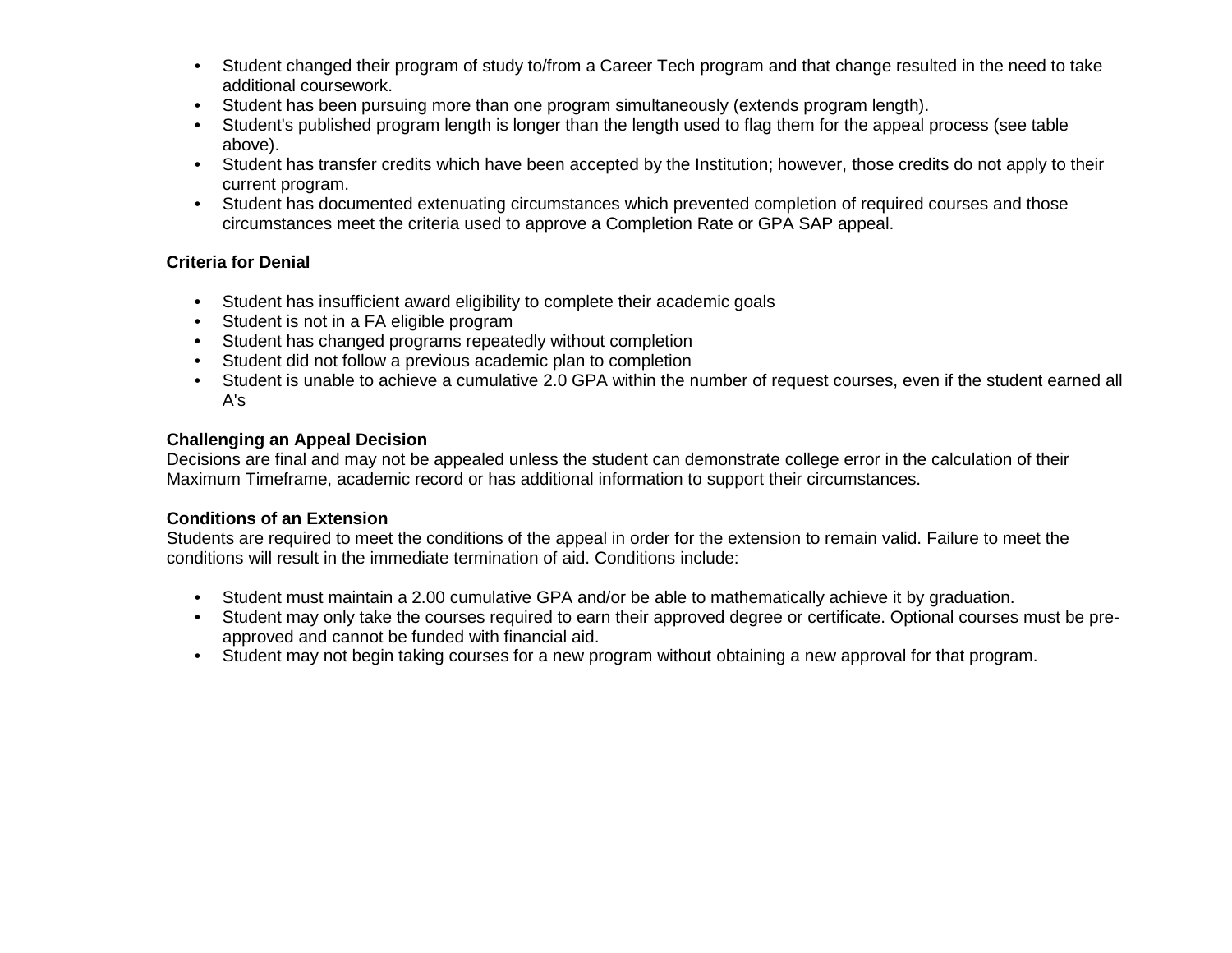- Student changed their program of study to/from a Career Tech program and that change resulted in the need to take additional coursework.
- Student has been pursuing more than one program simultaneously (extends program length).
- Student's published program length is longer than the length used to flag them for the appeal process (see table above).
- Student has transfer credits which have been accepted by the Institution; however, those credits do not apply to their current program.
- Student has documented extenuating circumstances which prevented completion of required courses and those circumstances meet the criteria used to approve a Completion Rate or GPA SAP appeal.

**Criteria for Denial**

- Student has insufficient award eligibility to complete their academic goals
- Student is not in a FA eligible program
- Student has changed programs repeatedly without completion
- Student did not follow a previous academic plan to completion
- Student is unable to achieve a cumulative 2.0 GPA within the number of request courses, even if the student earned all A's

**Challenging an Appeal Decision**

Decisions are final and may not be appealed unless the student can demonstrate college error in the calculation of their Maximum Timeframe, academic record or has additional information to support their circumstances.

**Conditions of an Extension**

Students are required to meet the conditions of the appeal in order for the extension to remain valid. Failure to meet the conditions will result in the immediate termination of aid. Conditions include:

- Student must maintain a 2.00 cumulative GPA and/or be able to mathematically achieve it by graduation.
- Student may only take the courses required to earn their approved degree or certificate. Optional courses must be pre-approved and cannot be funded with financial aid.
- Student may not begin taking courses for a new program without obtaining a new approval for that program.